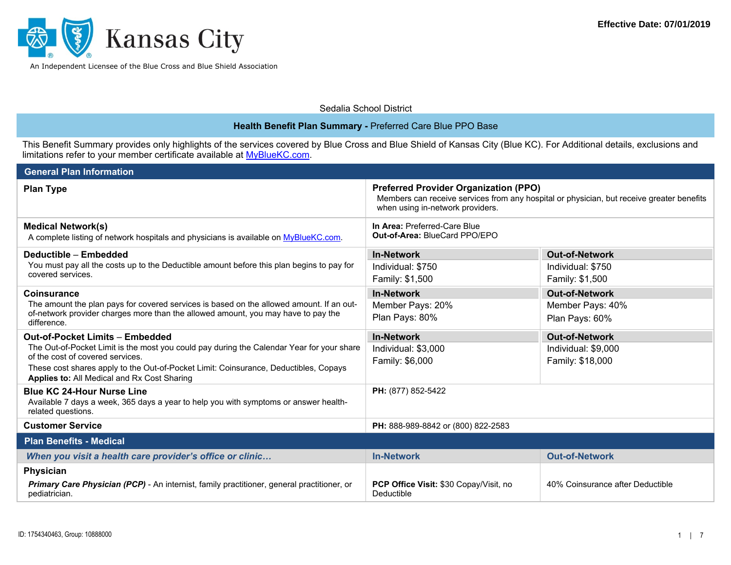Effective Date: 07/01/2019

Kansas City

An Independent Licensee of the Blue Cross and Blue Shield Association

Sedalia School District

## Health Benefit Plan Summary - Preferred Care Blue PPO Base

This Benefit Summary provides only highlights of the services covered by Blue Cross and Blue Shield of Kansas City (Blue KC). For Additional details, exclusions and limitations refer to your member certificate available at MyBlueKC.com.

## General Plan Information

| | | |
|---|---|---|
| **Plan Type** | **Preferred Provider Organization (PPO)** Members can receive services from any hospital or physician, but receive greater benefits when using in-network providers. | |
| **Medical Network(s)** A complete listing of network hospitals and physicians is available on MyBlueKC.com. | **In Area:** Preferred-Care Blue **Out-of-Area:** BlueCard PPO/EPO | |
| **Deductible – Embedded** You must pay all the costs up to the Deductible amount before this plan begins to pay for covered services. | **In-Network** Individual: $750 Family: $1,500 | **Out-of-Network** Individual: $750 Family: $1,500 |
| **Coinsurance** The amount the plan pays for covered services is based on the allowed amount. If an out-of-network provider charges more than the allowed amount, you may have to pay the difference. | **In-Network** Member Pays: 20% Plan Pays: 80% | **Out-of-Network** Member Pays: 40% Plan Pays: 60% |
| **Out-of-Pocket Limits – Embedded** The Out-of-Pocket Limit is the most you could pay during the Calendar Year for your share of the cost of covered services. These cost shares apply to the Out-of-Pocket Limit: Coinsurance, Deductibles, Copays **Applies to:** All Medical and Rx Cost Sharing | **In-Network** Individual: $3,000 Family: $6,000 | **Out-of-Network** Individual: $9,000 Family: $18,000 |
| **Blue KC 24-Hour Nurse Line** Available 7 days a week, 365 days a year to help you with symptoms or answer health-related questions. | **PH:** (877) 852-5422 | |
| **Customer Service** | **PH:** 888-989-8842 or (800) 822-2583 | |

## Plan Benefits - Medical

| *When you visit a health care provider's office or clinic…* | In-Network | Out-of-Network |
|---|---|---|
| **Physician** | | |
| ***Primary Care Physician (PCP)*** - An internist, family practitioner, general practitioner, or pediatrician. | **PCP Office Visit:** $30 Copay/Visit, no Deductible | 40% Coinsurance after Deductible |

ID: 1754340463, Group: 10888000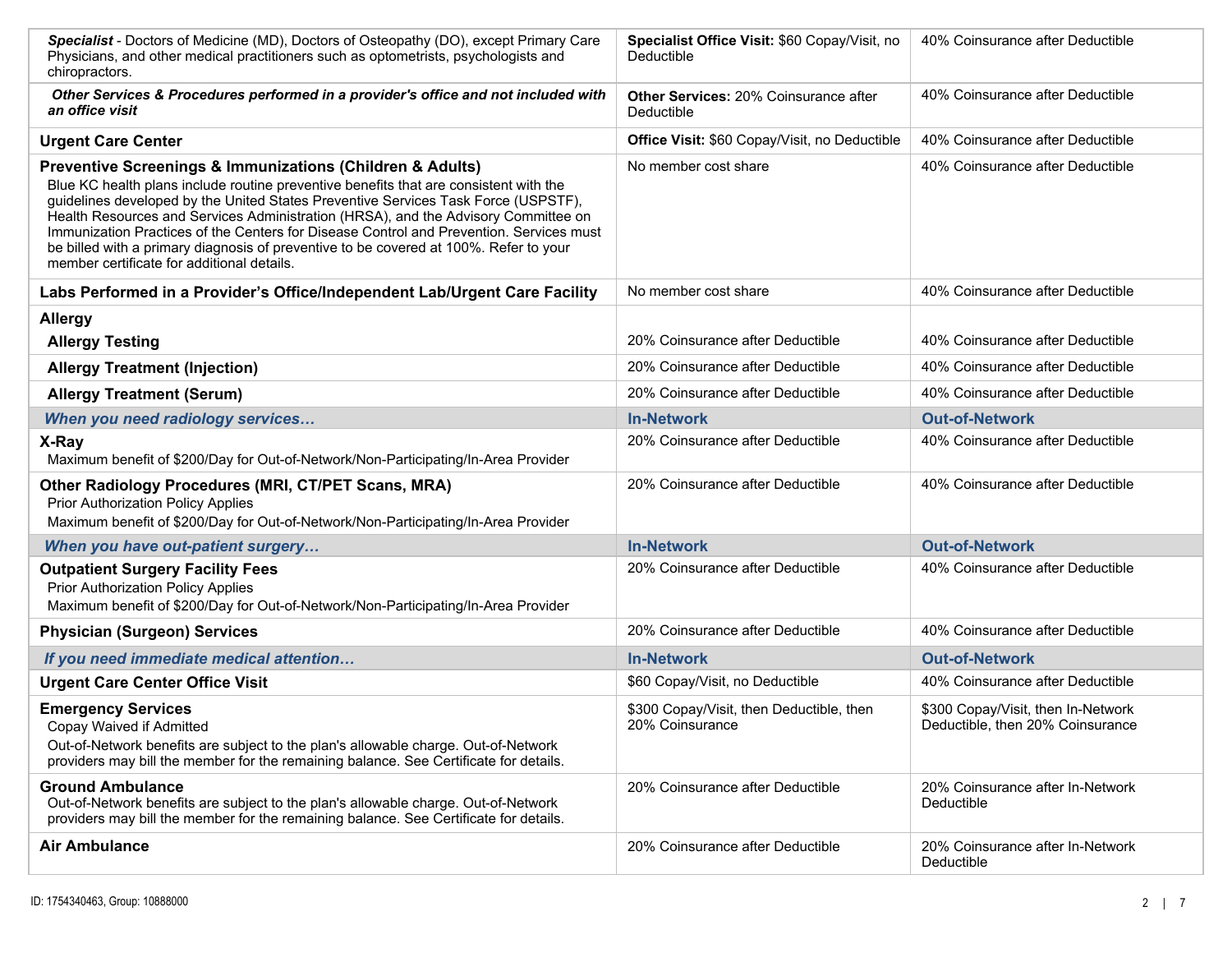| | | |
|---|---|---|
| ***Specialist*** - Doctors of Medicine (MD), Doctors of Osteopathy (DO), except Primary Care Physicians, and other medical practitioners such as optometrists, psychologists and chiropractors. | **Specialist Office Visit:** $60 Copay/Visit, no Deductible | 40% Coinsurance after Deductible |
| ***Other Services & Procedures performed in a provider's office and not included with an office visit*** | **Other Services:** 20% Coinsurance after Deductible | 40% Coinsurance after Deductible |
| **Urgent Care Center** | **Office Visit:** $60 Copay/Visit, no Deductible | 40% Coinsurance after Deductible |
| **Preventive Screenings & Immunizations (Children & Adults)**<br>Blue KC health plans include routine preventive benefits that are consistent with the guidelines developed by the United States Preventive Services Task Force (USPSTF), Health Resources and Services Administration (HRSA), and the Advisory Committee on Immunization Practices of the Centers for Disease Control and Prevention. Services must be billed with a primary diagnosis of preventive to be covered at 100%. Refer to your member certificate for additional details. | No member cost share | 40% Coinsurance after Deductible |
| **Labs Performed in a Provider's Office/Independent Lab/Urgent Care Facility** | No member cost share | 40% Coinsurance after Deductible |
| **Allergy** | | |
| **Allergy Testing** | 20% Coinsurance after Deductible | 40% Coinsurance after Deductible |
| **Allergy Treatment (Injection)** | 20% Coinsurance after Deductible | 40% Coinsurance after Deductible |
| **Allergy Treatment (Serum)** | 20% Coinsurance after Deductible | 40% Coinsurance after Deductible |
| ***When you need radiology services…*** | **In-Network** | **Out-of-Network** |
| **X-Ray**<br>Maximum benefit of $200/Day for Out-of-Network/Non-Participating/In-Area Provider | 20% Coinsurance after Deductible | 40% Coinsurance after Deductible |
| **Other Radiology Procedures (MRI, CT/PET Scans, MRA)**<br>Prior Authorization Policy Applies<br>Maximum benefit of $200/Day for Out-of-Network/Non-Participating/In-Area Provider | 20% Coinsurance after Deductible | 40% Coinsurance after Deductible |
| ***When you have out-patient surgery…*** | **In-Network** | **Out-of-Network** |
| **Outpatient Surgery Facility Fees**<br>Prior Authorization Policy Applies<br>Maximum benefit of $200/Day for Out-of-Network/Non-Participating/In-Area Provider | 20% Coinsurance after Deductible | 40% Coinsurance after Deductible |
| **Physician (Surgeon) Services** | 20% Coinsurance after Deductible | 40% Coinsurance after Deductible |
| ***If you need immediate medical attention…*** | **In-Network** | **Out-of-Network** |
| **Urgent Care Center Office Visit** | $60 Copay/Visit, no Deductible | 40% Coinsurance after Deductible |
| **Emergency Services**<br>Copay Waived if Admitted<br>Out-of-Network benefits are subject to the plan's allowable charge. Out-of-Network providers may bill the member for the remaining balance. See Certificate for details. | $300 Copay/Visit, then Deductible, then 20% Coinsurance | $300 Copay/Visit, then In-Network Deductible, then 20% Coinsurance |
| **Ground Ambulance**<br>Out-of-Network benefits are subject to the plan's allowable charge. Out-of-Network providers may bill the member for the remaining balance. See Certificate for details. | 20% Coinsurance after Deductible | 20% Coinsurance after In-Network Deductible |
| **Air Ambulance** | 20% Coinsurance after Deductible | 20% Coinsurance after In-Network Deductible |

ID: 1754340463, Group: 10888000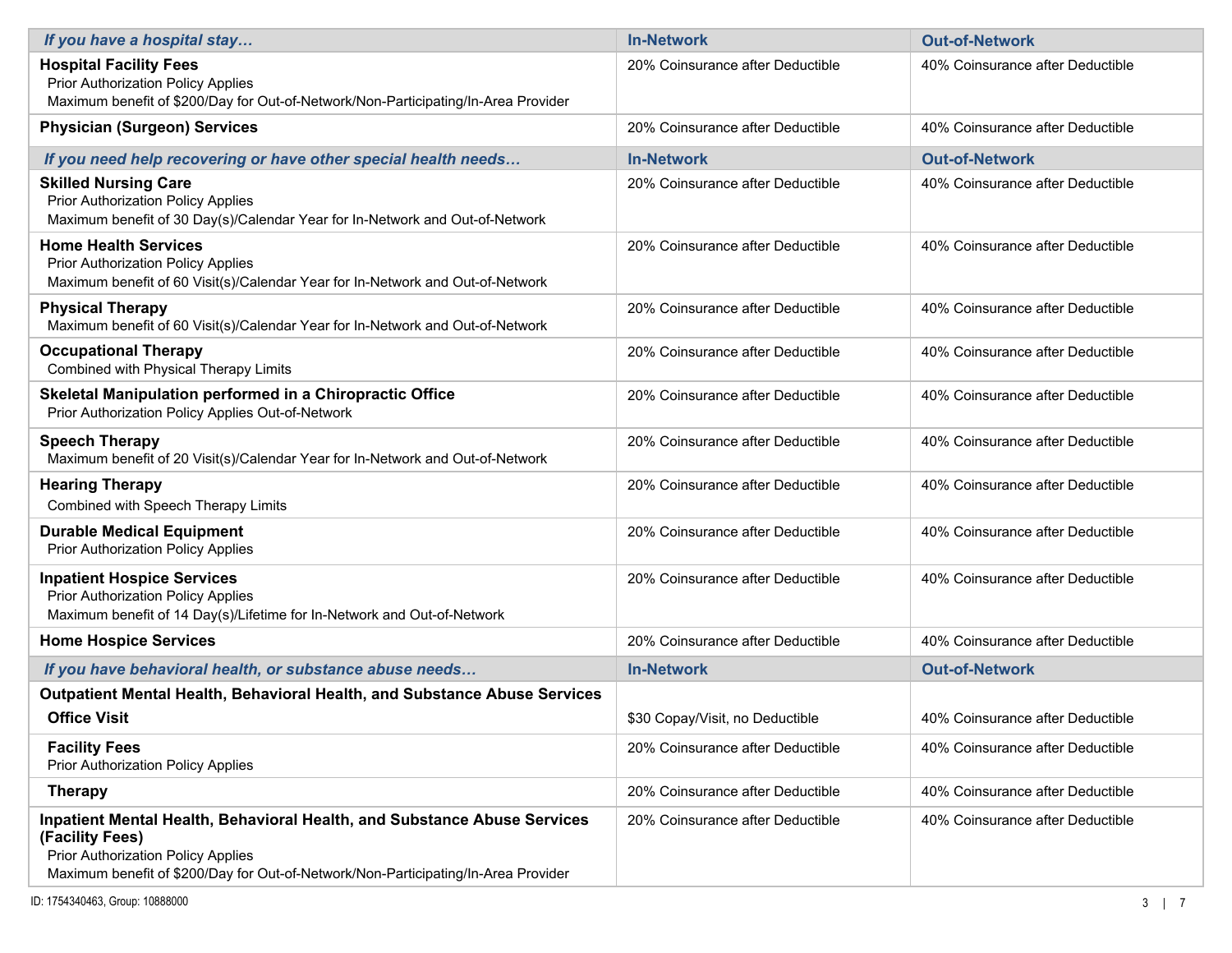| *If you have a hospital stay…* | In-Network | Out-of-Network |
|---|---|---|
| **Hospital Facility Fees**<br>Prior Authorization Policy Applies<br>Maximum benefit of $200/Day for Out-of-Network/Non-Participating/In-Area Provider | 20% Coinsurance after Deductible | 40% Coinsurance after Deductible |
| **Physician (Surgeon) Services** | 20% Coinsurance after Deductible | 40% Coinsurance after Deductible |
| ***If you need help recovering or have other special health needs…*** | **In-Network** | **Out-of-Network** |
| **Skilled Nursing Care**<br>Prior Authorization Policy Applies<br>Maximum benefit of 30 Day(s)/Calendar Year for In-Network and Out-of-Network | 20% Coinsurance after Deductible | 40% Coinsurance after Deductible |
| **Home Health Services**<br>Prior Authorization Policy Applies<br>Maximum benefit of 60 Visit(s)/Calendar Year for In-Network and Out-of-Network | 20% Coinsurance after Deductible | 40% Coinsurance after Deductible |
| **Physical Therapy**<br>Maximum benefit of 60 Visit(s)/Calendar Year for In-Network and Out-of-Network | 20% Coinsurance after Deductible | 40% Coinsurance after Deductible |
| **Occupational Therapy**<br>Combined with Physical Therapy Limits | 20% Coinsurance after Deductible | 40% Coinsurance after Deductible |
| **Skeletal Manipulation performed in a Chiropractic Office**<br>Prior Authorization Policy Applies Out-of-Network | 20% Coinsurance after Deductible | 40% Coinsurance after Deductible |
| **Speech Therapy**<br>Maximum benefit of 20 Visit(s)/Calendar Year for In-Network and Out-of-Network | 20% Coinsurance after Deductible | 40% Coinsurance after Deductible |
| **Hearing Therapy**<br>Combined with Speech Therapy Limits | 20% Coinsurance after Deductible | 40% Coinsurance after Deductible |
| **Durable Medical Equipment**<br>Prior Authorization Policy Applies | 20% Coinsurance after Deductible | 40% Coinsurance after Deductible |
| **Inpatient Hospice Services**<br>Prior Authorization Policy Applies<br>Maximum benefit of 14 Day(s)/Lifetime for In-Network and Out-of-Network | 20% Coinsurance after Deductible | 40% Coinsurance after Deductible |
| **Home Hospice Services** | 20% Coinsurance after Deductible | 40% Coinsurance after Deductible |
| ***If you have behavioral health, or substance abuse needs…*** | **In-Network** | **Out-of-Network** |
| **Outpatient Mental Health, Behavioral Health, and Substance Abuse Services** | | |
| **Office Visit** | $30 Copay/Visit, no Deductible | 40% Coinsurance after Deductible |
| **Facility Fees**<br>Prior Authorization Policy Applies | 20% Coinsurance after Deductible | 40% Coinsurance after Deductible |
| **Therapy** | 20% Coinsurance after Deductible | 40% Coinsurance after Deductible |
| **Inpatient Mental Health, Behavioral Health, and Substance Abuse Services (Facility Fees)**<br>Prior Authorization Policy Applies<br>Maximum benefit of $200/Day for Out-of-Network/Non-Participating/In-Area Provider | 20% Coinsurance after Deductible | 40% Coinsurance after Deductible |

ID: 1754340463, Group: 10888000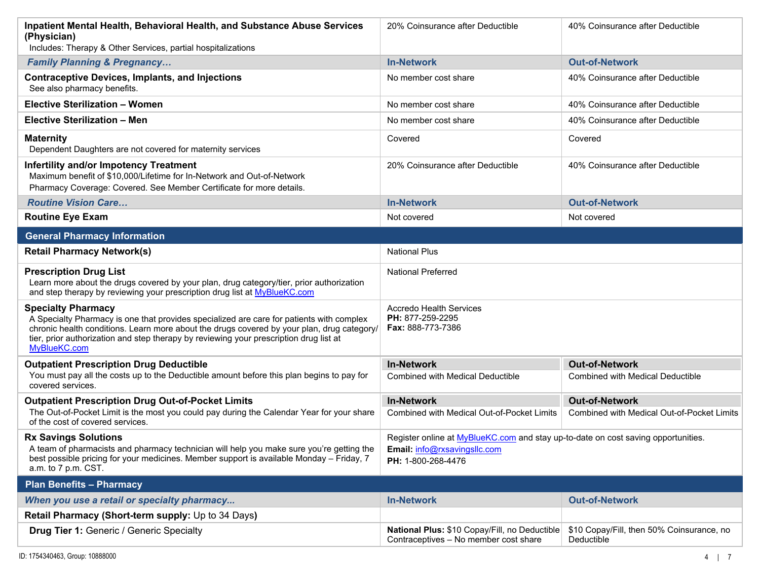| | | |
|---|---|---|
| **Inpatient Mental Health, Behavioral Health, and Substance Abuse Services (Physician)**<br>Includes: Therapy & Other Services, partial hospitalizations | 20% Coinsurance after Deductible | 40% Coinsurance after Deductible |
| ***Family Planning & Pregnancy…*** | **In-Network** | **Out-of-Network** |
| **Contraceptive Devices, Implants, and Injections**<br>See also pharmacy benefits. | No member cost share | 40% Coinsurance after Deductible |
| **Elective Sterilization – Women** | No member cost share | 40% Coinsurance after Deductible |
| **Elective Sterilization – Men** | No member cost share | 40% Coinsurance after Deductible |
| **Maternity**<br>Dependent Daughters are not covered for maternity services | Covered | Covered |
| **Infertility and/or Impotency Treatment**<br>Maximum benefit of $10,000/Lifetime for In-Network and Out-of-Network<br>Pharmacy Coverage: Covered. See Member Certificate for more details. | 20% Coinsurance after Deductible | 40% Coinsurance after Deductible |
| ***Routine Vision Care…*** | **In-Network** | **Out-of-Network** |
| **Routine Eye Exam** | Not covered | Not covered |

## General Pharmacy Information

| | | |
|---|---|---|
| **Retail Pharmacy Network(s)** | National Plus | |
| **Prescription Drug List**<br>Learn more about the drugs covered by your plan, drug category/tier, prior authorization and step therapy by reviewing your prescription drug list at [MyBlueKC.com](MyBlueKC.com) | National Preferred | |
| **Specialty Pharmacy**<br>A Specialty Pharmacy is one that provides specialized are care for patients with complex chronic health conditions. Learn more about the drugs covered by your plan, drug category/tier, prior authorization and step therapy by reviewing your prescription drug list at [MyBlueKC.com](MyBlueKC.com) | Accredo Health Services<br>**PH:** 877-259-2295<br>**Fax:** 888-773-7386 | |
| **Outpatient Prescription Drug Deductible**<br>You must pay all the costs up to the Deductible amount before this plan begins to pay for covered services. | **In-Network**<br>Combined with Medical Deductible | **Out-of-Network**<br>Combined with Medical Deductible |
| **Outpatient Prescription Drug Out-of-Pocket Limits**<br>The Out-of-Pocket Limit is the most you could pay during the Calendar Year for your share of the cost of covered services. | **In-Network**<br>Combined with Medical Out-of-Pocket Limits | **Out-of-Network**<br>Combined with Medical Out-of-Pocket Limits |
| **Rx Savings Solutions**<br>A team of pharmacists and pharmacy technician will help you make sure you're getting the best possible pricing for your medicines. Member support is available Monday – Friday, 7 a.m. to 7 p.m. CST. | Register online at [MyBlueKC.com](MyBlueKC.com) and stay up-to-date on cost saving opportunities.<br>**Email:** info@rxsavingsllc.com<br>**PH:** 1-800-268-4476 | |

## Plan Benefits – Pharmacy

| ***When you use a retail or specialty pharmacy...*** | **In-Network** | **Out-of-Network** |
|---|---|---|
| **Retail Pharmacy (Short-term supply:** Up to 34 Days**)** | | |
| **Drug Tier 1:** Generic / Generic Specialty | **National Plus:** $10 Copay/Fill, no Deductible<br>Contraceptives – No member cost share | $10 Copay/Fill, then 50% Coinsurance, no Deductible |

ID: 1754340463, Group: 10888000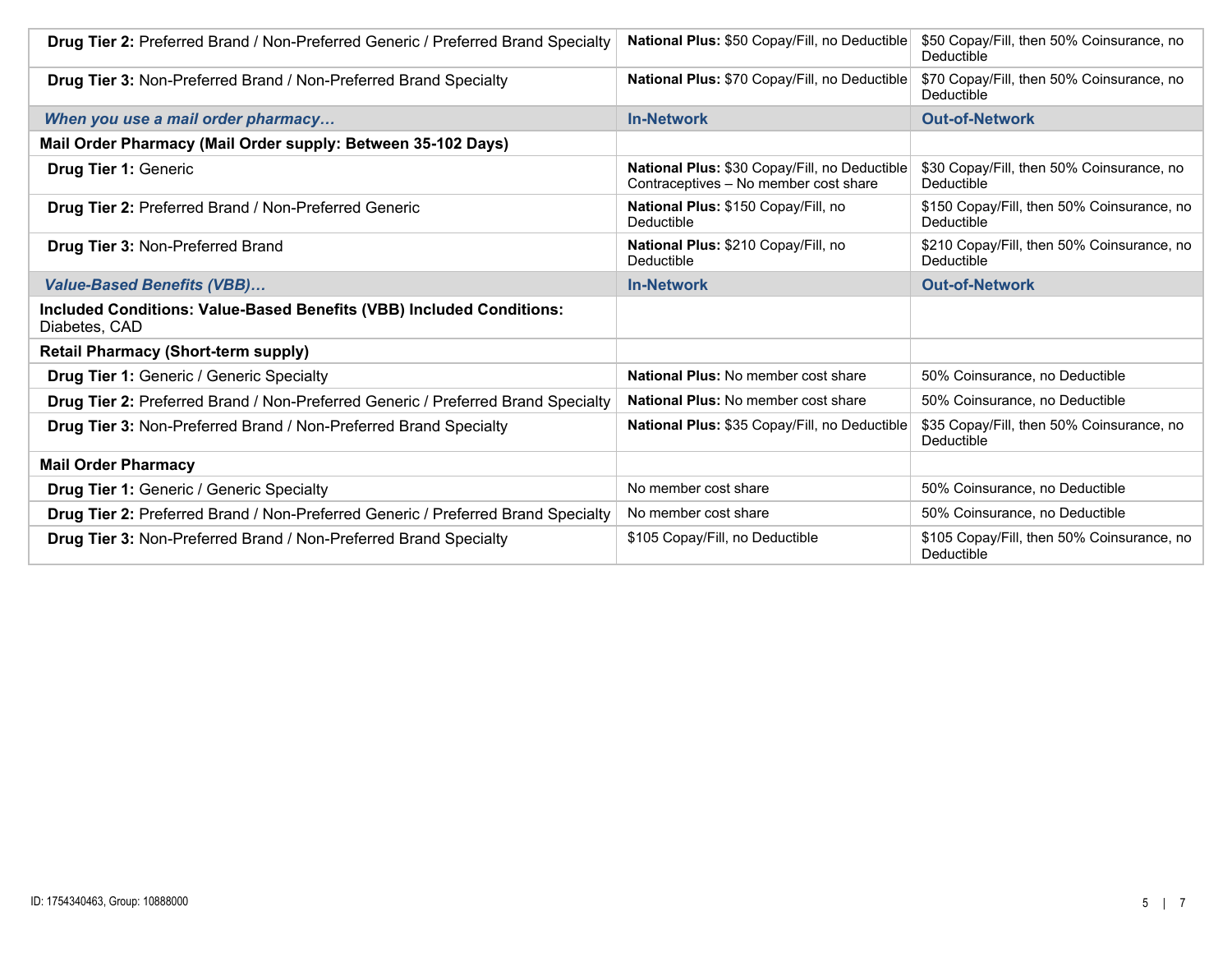| | | |
|---|---|---|
| **Drug Tier 2:** Preferred Brand / Non-Preferred Generic / Preferred Brand Specialty | **National Plus:** $50 Copay/Fill, no Deductible | $50 Copay/Fill, then 50% Coinsurance, no Deductible |
| **Drug Tier 3:** Non-Preferred Brand / Non-Preferred Brand Specialty | **National Plus:** $70 Copay/Fill, no Deductible | $70 Copay/Fill, then 50% Coinsurance, no Deductible |
| ***When you use a mail order pharmacy…*** | **In-Network** | **Out-of-Network** |
| **Mail Order Pharmacy (Mail Order supply: Between 35-102 Days)** | | |
| **Drug Tier 1:** Generic | **National Plus:** $30 Copay/Fill, no Deductible Contraceptives – No member cost share | $30 Copay/Fill, then 50% Coinsurance, no Deductible |
| **Drug Tier 2:** Preferred Brand / Non-Preferred Generic | **National Plus:** $150 Copay/Fill, no Deductible | $150 Copay/Fill, then 50% Coinsurance, no Deductible |
| **Drug Tier 3:** Non-Preferred Brand | **National Plus:** $210 Copay/Fill, no Deductible | $210 Copay/Fill, then 50% Coinsurance, no Deductible |
| ***Value-Based Benefits (VBB)…*** | **In-Network** | **Out-of-Network** |
| **Included Conditions: Value-Based Benefits (VBB) Included Conditions:** Diabetes, CAD | | |
| **Retail Pharmacy (Short-term supply)** | | |
| **Drug Tier 1:** Generic / Generic Specialty | **National Plus:** No member cost share | 50% Coinsurance, no Deductible |
| **Drug Tier 2:** Preferred Brand / Non-Preferred Generic / Preferred Brand Specialty | **National Plus:** No member cost share | 50% Coinsurance, no Deductible |
| **Drug Tier 3:** Non-Preferred Brand / Non-Preferred Brand Specialty | **National Plus:** $35 Copay/Fill, no Deductible | $35 Copay/Fill, then 50% Coinsurance, no Deductible |
| **Mail Order Pharmacy** | | |
| **Drug Tier 1:** Generic / Generic Specialty | No member cost share | 50% Coinsurance, no Deductible |
| **Drug Tier 2:** Preferred Brand / Non-Preferred Generic / Preferred Brand Specialty | No member cost share | 50% Coinsurance, no Deductible |
| **Drug Tier 3:** Non-Preferred Brand / Non-Preferred Brand Specialty | $105 Copay/Fill, no Deductible | $105 Copay/Fill, then 50% Coinsurance, no Deductible |

ID: 1754340463, Group: 10888000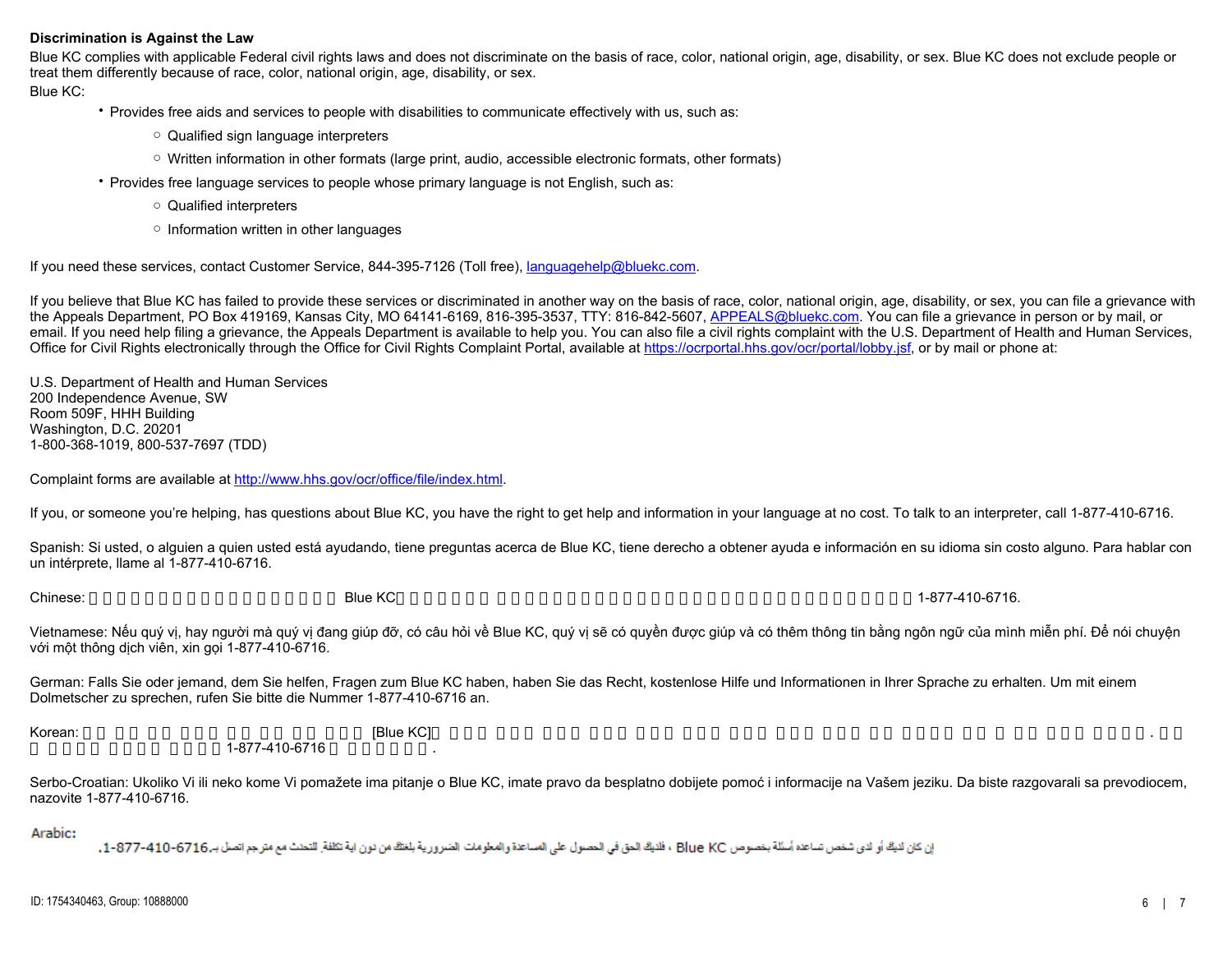**Discrimination is Against the Law**

Blue KC complies with applicable Federal civil rights laws and does not discriminate on the basis of race, color, national origin, age, disability, or sex. Blue KC does not exclude people or treat them differently because of race, color, national origin, age, disability, or sex.

Blue KC:

- Provides free aids and services to people with disabilities to communicate effectively with us, such as:
  - Qualified sign language interpreters
  - Written information in other formats (large print, audio, accessible electronic formats, other formats)
- Provides free language services to people whose primary language is not English, such as:
  - Qualified interpreters
  - Information written in other languages

If you need these services, contact Customer Service, 844-395-7126 (Toll free), languagehelp@bluekc.com.

If you believe that Blue KC has failed to provide these services or discriminated in another way on the basis of race, color, national origin, age, disability, or sex, you can file a grievance with the Appeals Department, PO Box 419169, Kansas City, MO 64141-6169, 816-395-3537, TTY: 816-842-5607, APPEALS@bluekc.com. You can file a grievance in person or by mail, or email. If you need help filing a grievance, the Appeals Department is available to help you. You can also file a civil rights complaint with the U.S. Department of Health and Human Services, Office for Civil Rights electronically through the Office for Civil Rights Complaint Portal, available at https://ocrportal.hhs.gov/ocr/portal/lobby.jsf, or by mail or phone at:

U.S. Department of Health and Human Services
200 Independence Avenue, SW
Room 509F, HHH Building
Washington, D.C. 20201
1-800-368-1019, 800-537-7697 (TDD)

Complaint forms are available at http://www.hhs.gov/ocr/office/file/index.html.

If you, or someone you're helping, has questions about Blue KC, you have the right to get help and information in your language at no cost. To talk to an interpreter, call 1-877-410-6716.

Spanish: Si usted, o alguien a quien usted está ayudando, tiene preguntas acerca de Blue KC, tiene derecho a obtener ayuda e información en su idioma sin costo alguno. Para hablar con un intérprete, llame al 1-877-410-6716.

Chinese: □□□□□□□□□□□□□□□□□□□□ Blue KC□□□□□□□□ □□□□□□□□□□□□□□□□□□□□□□□□□□□□□□□□□1-877-410-6716.

Vietnamese: Nếu quý vị, hay người mà quý vị đang giúp đỡ, có câu hỏi về Blue KC, quý vị sẽ có quyền được giúp và có thêm thông tin bằng ngôn ngữ của mình miễn phí. Để nói chuyện với một thông dịch viên, xin gọi 1-877-410-6716.

German: Falls Sie oder jemand, dem Sie helfen, Fragen zum Blue KC haben, haben Sie das Recht, kostenlose Hilfe und Informationen in Ihrer Sprache zu erhalten. Um mit einem Dolmetscher zu sprechen, rufen Sie bitte die Nummer 1-877-410-6716 an.

Korean: □□ □□ □□ □□□ □□ □□ □□ □□□ [Blue KC]□ □□□ □□□ □□□ □□□ □□□ □□□ □□□ □□□ □□□ □□ □□□□ □□ □ □□ □□□ □□□□. □□ □ □□□□□ □□□□ □□□□ 1-877-410-6716 □ □□□□□□.

Serbo-Croatian: Ukoliko Vi ili neko kome Vi pomažete ima pitanje o Blue KC, imate pravo da besplatno dobijete pomoć i informacije na Vašem jeziku. Da biste razgovarali sa prevodiocem, nazovite 1-877-410-6716.

Arabic:

إن كان لديك أو لدى شخص تساعده أسئلة بخصوص Blue KC ، فلديك الحق في الحصول على المساعدة والمعلومات الضرورية بلغتك من دون اية تكلفة. للتحدث مع مترجم اتصل بـ1-877-410-6716.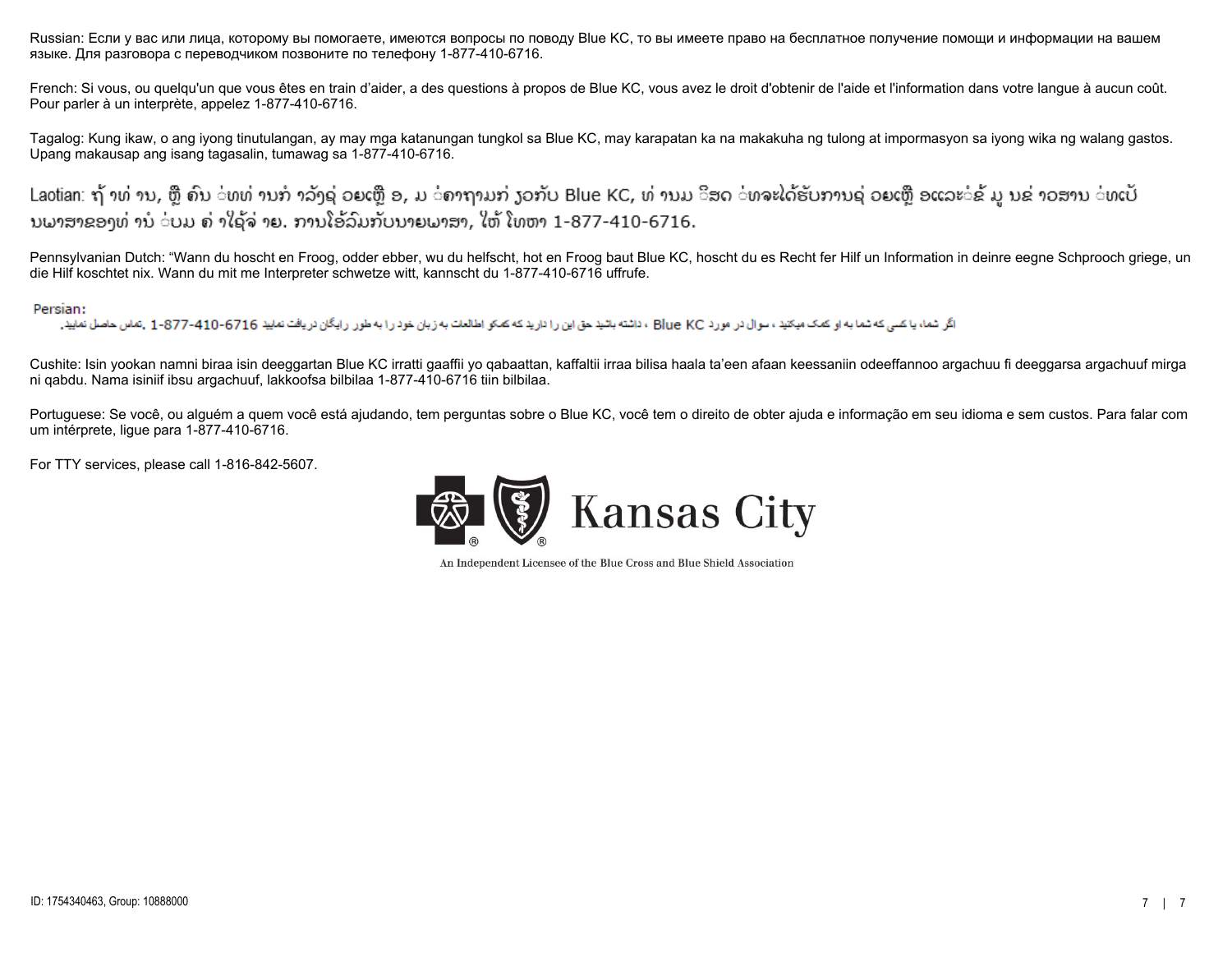Russian: Если у вас или лица, которому вы помогаете, имеются вопросы по поводу Blue KC, то вы имеете право на бесплатное получение помощи и информации на вашем языке. Для разговора с переводчиком позвоните по телефону 1-877-410-6716.

French: Si vous, ou quelqu'un que vous êtes en train d'aider, a des questions à propos de Blue KC, vous avez le droit d'obtenir de l'aide et l'information dans votre langue à aucun coût. Pour parler à un interprète, appelez 1-877-410-6716.

Tagalog: Kung ikaw, o ang iyong tinutulangan, ay may mga katanungan tungkol sa Blue KC, may karapatan ka na makakuha ng tulong at impormasyon sa iyong wika ng walang gastos. Upang makausap ang isang tagasalin, tumawag sa 1-877-410-6716.

Laotian: ຖ້ າທ່ ານ, ຫຼື ຄົນ ່ທທ່ ານກໍ າລັງຊ່ ວຍເຫຼື ອ, ມ ່ຄໍາຖາມກ່ ຽວກັບ Blue KC, ທ່ ານມ ີສດ ່ທຈະໄດ້ຮັບການຊ່ ວຍເຫຼື ອແລະ່ຂ້ ມູ ນຂ່ າວສານ ່ທເປັ ນພາສາຂອງທ່ ານໍ ່ບມ ຄ່ າໃຊ້ຈ່ າຍ. ການໂອ້ລົມກັບນາຍພາສາ, ໃຫ້ ໂທຫາ 1-877-410-6716.

Pennsylvanian Dutch: "Wann du hoscht en Froog, odder ebber, wu du helfscht, hot en Froog baut Blue KC, hoscht du es Recht fer Hilf un Information in deinre eegne Schprooch griege, un die Hilf koschtet nix. Wann du mit me Interpreter schwetze witt, kannscht du 1-877-410-6716 uffrufe.

Persian:
اگر شما، یا کسی که شما به او کمک میکنید ، سوال در مورد Blue KC ، داشته باشید حق این را دارید که کمک و اطلاعات به زبان خود را به طور رایگان دریافت نمایید 1-877-410-6716 .تماس حاصل نمایید.

Cushite: Isin yookan namni biraa isin deeggartan Blue KC irratti gaaffii yo qabaattan, kaffaltii irraa bilisa haala ta'een afaan keessaniin odeeffannoo argachuu fi deeggarsa argachuuf mirga ni qabdu. Nama isiniif ibsu argachuuf, lakkoofsa bilbilaa 1-877-410-6716 tiin bilbilaa.

Portuguese: Se você, ou alguém a quem você está ajudando, tem perguntas sobre o Blue KC, você tem o direito de obter ajuda e informação em seu idioma e sem custos. Para falar com um intérprete, ligue para 1-877-410-6716.

For TTY services, please call 1-816-842-5607.

Kansas City

An Independent Licensee of the Blue Cross and Blue Shield Association

ID: 1754340463, Group: 10888000